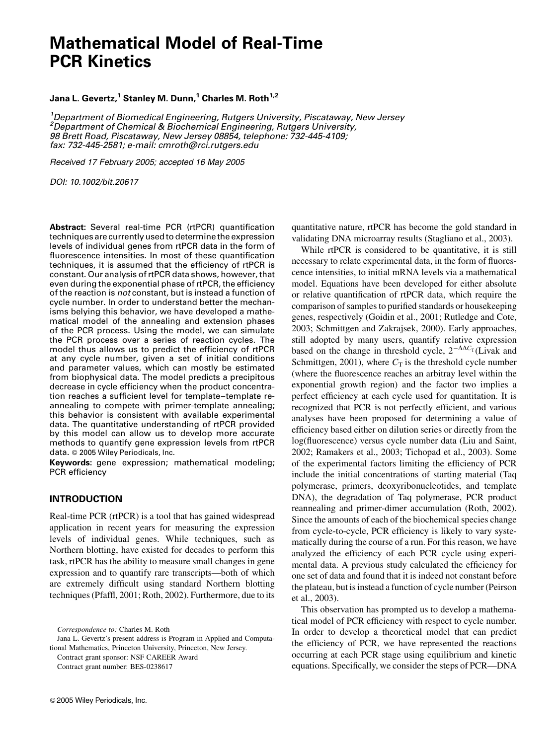# Mathematical Model of Real-Time PCR Kinetics

**Jana L. Gevertz,[1] Stanley M. Dunn,[1] Charles M. Roth[1,2]**

*[1]Department of Biomedical Engineering, Rutgers University, Piscataway, New Jersey*
*[2]Department of Chemical & Biochemical Engineering, Rutgers University, 98 Brett Road, Piscataway, New Jersey 08854, telephone: 732-445-4109; fax: 732-445-2581; e-mail: cmroth@rci.rutgers.edu*

*Received 17 February 2005; accepted 16 May 2005*

*DOI: 10.1002/bit.20617*

**Abstract:** Several real-time PCR (rtPCR) quantification techniques are currently used to determine the expression levels of individual genes from rtPCR data in the form of fluorescence intensities. In most of these quantification techniques, it is assumed that the efficiency of rtPCR is constant. Our analysis of rtPCR data shows, however, that even during the exponential phase of rtPCR, the efficiency of the reaction is *not* constant, but is instead a function of cycle number. In order to understand better the mechanisms belying this behavior, we have developed a mathematical model of the annealing and extension phases of the PCR process. Using the model, we can simulate the PCR process over a series of reaction cycles. The model thus allows us to predict the efficiency of rtPCR at any cycle number, given a set of initial conditions and parameter values, which can mostly be estimated from biophysical data. The model predicts a precipitous decrease in cycle efficiency when the product concentration reaches a sufficient level for template–template re-annealing to compete with primer-template annealing; this behavior is consistent with available experimental data. The quantitative understanding of rtPCR provided by this model can allow us to develop more accurate methods to quantify gene expression levels from rtPCR data. © 2005 Wiley Periodicals, Inc.

**Keywords:** gene expression; mathematical modeling; PCR efficiency

## INTRODUCTION

Real-time PCR (rtPCR) is a tool that has gained widespread application in recent years for measuring the expression levels of individual genes. While techniques, such as Northern blotting, have existed for decades to perform this task, rtPCR has the ability to measure small changes in gene expression and to quantify rare transcripts—both of which are extremely difficult using standard Northern blotting techniques (Pfaffl, 2001; Roth, 2002). Furthermore, due to its quantitative nature, rtPCR has become the gold standard in validating DNA microarray results (Stagliano et al., 2003).

While rtPCR is considered to be quantitative, it is still necessary to relate experimental data, in the form of fluorescence intensities, to initial mRNA levels via a mathematical model. Equations have been developed for either absolute or relative quantification of rtPCR data, which require the comparison of samples to purified standards or housekeeping genes, respectively (Goidin et al., 2001; Rutledge and Cote, 2003; Schmittgen and Zakrajsek, 2000). Early approaches, still adopted by many users, quantify relative expression based on the change in threshold cycle, $2^{-\Delta\Delta C_T}$(Livak and Schmittgen, 2001), where $C_T$ is the threshold cycle number (where the fluorescence reaches an arbitray level within the exponential growth region) and the factor two implies a perfect efficiency at each cycle used for quantitation. It is recognized that PCR is not perfectly efficient, and various analyses have been proposed for determining a value of efficiency based either on dilution series or directly from the log(fluorescence) versus cycle number data (Liu and Saint, 2002; Ramakers et al., 2003; Tichopad et al., 2003). Some of the experimental factors limiting the efficiency of PCR include the initial concentrations of starting material (Taq polymerase, primers, deoxyribonucleotides, and template DNA), the degradation of Taq polymerase, PCR product reannealing and primer-dimer accumulation (Roth, 2002). Since the amounts of each of the biochemical species change from cycle-to-cycle, PCR efficiency is likely to vary systematically during the course of a run. For this reason, we have analyzed the efficiency of each PCR cycle using experimental data. A previous study calculated the efficiency for one set of data and found that it is indeed not constant before the plateau, but is instead a function of cycle number (Peirson et al., 2003).

This observation has prompted us to develop a mathematical model of PCR efficiency with respect to cycle number. In order to develop a theoretical model that can predict the efficiency of PCR, we have represented the reactions occurring at each PCR stage using equilibrium and kinetic equations. Specifically, we consider the steps of PCR—DNA

*Correspondence to:* Charles M. Roth

Jana L. Gevertz's present address is Program in Applied and Computational Mathematics, Princeton University, Princeton, New Jersey.

Contract grant sponsor: NSF CAREER Award

Contract grant number: BES-0238617

© 2005 Wiley Periodicals, Inc.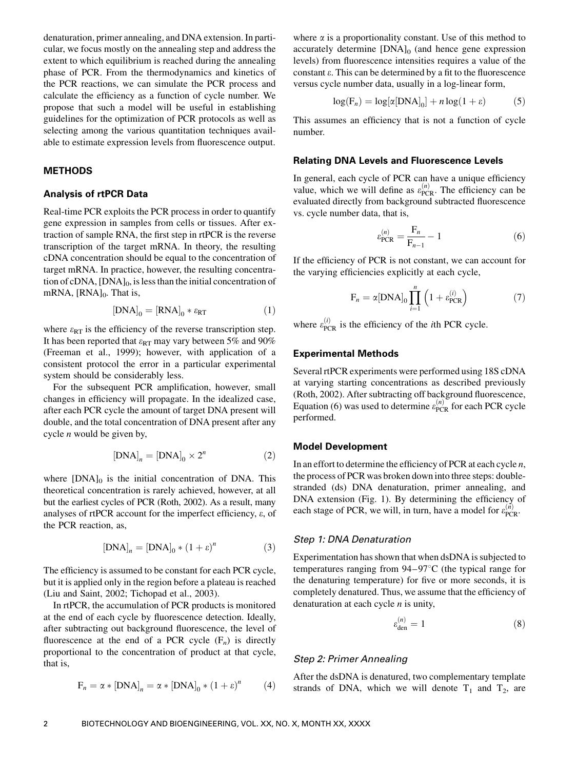denaturation, primer annealing, and DNA extension. In particular, we focus mostly on the annealing step and address the extent to which equilibrium is reached during the annealing phase of PCR. From the thermodynamics and kinetics of the PCR reactions, we can simulate the PCR process and calculate the efficiency as a function of cycle number. We propose that such a model will be useful in establishing guidelines for the optimization of PCR protocols as well as selecting among the various quantitation techniques available to estimate expression levels from fluorescence output.

## METHODS

### Analysis of rtPCR Data

Real-time PCR exploits the PCR process in order to quantify gene expression in samples from cells or tissues. After extraction of sample RNA, the first step in rtPCR is the reverse transcription of the target mRNA. In theory, the resulting cDNA concentration should be equal to the concentration of target mRNA. In practice, however, the resulting concentration of cDNA, $[\mathrm{DNA}]_0$, is less than the initial concentration of mRNA, $[\mathrm{RNA}]_0$. That is,

$$[\mathrm{DNA}]_0 = [\mathrm{RNA}]_0 * \varepsilon_{\mathrm{RT}} \tag{1}$$

where $\varepsilon_{\mathrm{RT}}$ is the efficiency of the reverse transcription step. It has been reported that $\varepsilon_{\mathrm{RT}}$ may vary between 5% and 90% (Freeman et al., 1999); however, with application of a consistent protocol the error in a particular experimental system should be considerably less.

For the subsequent PCR amplification, however, small changes in efficiency will propagate. In the idealized case, after each PCR cycle the amount of target DNA present will double, and the total concentration of DNA present after any cycle $n$ would be given by,

$$[\mathrm{DNA}]_n = [\mathrm{DNA}]_0 \times 2^n \tag{2}$$

where $[\mathrm{DNA}]_0$ is the initial concentration of DNA. This theoretical concentration is rarely achieved, however, at all but the earliest cycles of PCR (Roth, 2002). As a result, many analyses of rtPCR account for the imperfect efficiency, $\varepsilon$, of the PCR reaction, as,

$$[\mathrm{DNA}]_n = [\mathrm{DNA}]_0 * (1 + \varepsilon)^n \tag{3}$$

The efficiency is assumed to be constant for each PCR cycle, but it is applied only in the region before a plateau is reached (Liu and Saint, 2002; Tichopad et al., 2003).

In rtPCR, the accumulation of PCR products is monitored at the end of each cycle by fluorescence detection. Ideally, after subtracting out background fluorescence, the level of fluorescence at the end of a PCR cycle ($\mathrm{F}_n$) is directly proportional to the concentration of product at that cycle, that is,

$$\mathrm{F}_n = \alpha * [\mathrm{DNA}]_n = \alpha * [\mathrm{DNA}]_0 * (1 + \varepsilon)^n \tag{4}$$

where $\alpha$ is a proportionality constant. Use of this method to accurately determine $[\mathrm{DNA}]_0$ (and hence gene expression levels) from fluorescence intensities requires a value of the constant $\varepsilon$. This can be determined by a fit to the fluorescence versus cycle number data, usually in a log-linear form,

$$\log(\mathrm{F}_n) = \log[\alpha[\mathrm{DNA}]_0] + n \log(1 + \varepsilon) \tag{5}$$

This assumes an efficiency that is not a function of cycle number.

### Relating DNA Levels and Fluorescence Levels

In general, each cycle of PCR can have a unique efficiency value, which we will define as $\varepsilon_{\mathrm{PCR}}^{(n)}$. The efficiency can be evaluated directly from background subtracted fluorescence vs. cycle number data, that is,

$$\varepsilon_{\mathrm{PCR}}^{(n)} = \frac{\mathrm{F}_n}{\mathrm{F}_{n-1}} - 1 \tag{6}$$

If the efficiency of PCR is not constant, we can account for the varying efficiencies explicitly at each cycle,

$$\mathrm{F}_n = \alpha[\mathrm{DNA}]_0 \prod_{i=1}^{n} \left(1 + \varepsilon_{\mathrm{PCR}}^{(i)}\right) \tag{7}$$

where $\varepsilon_{\mathrm{PCR}}^{(i)}$ is the efficiency of the $i$th PCR cycle.

### Experimental Methods

Several rtPCR experiments were performed using 18S cDNA at varying starting concentrations as described previously (Roth, 2002). After subtracting off background fluorescence, Equation (6) was used to determine $\varepsilon_{\mathrm{PCR}}^{(n)}$ for each PCR cycle performed.

### Model Development

In an effort to determine the efficiency of PCR at each cycle $n$, the process of PCR was broken down into three steps: double-stranded (ds) DNA denaturation, primer annealing, and DNA extension (Fig. 1). By determining the efficiency of each stage of PCR, we will, in turn, have a model for $\varepsilon_{\mathrm{PCR}}^{(n)}$.

#### *Step 1: DNA Denaturation*

Experimentation has shown that when dsDNA is subjected to temperatures ranging from 94–97°C (the typical range for the denaturing temperature) for five or more seconds, it is completely denatured. Thus, we assume that the efficiency of denaturation at each cycle $n$ is unity,

$$\varepsilon_{\mathrm{den}}^{(n)} = 1 \tag{8}$$

#### *Step 2: Primer Annealing*

After the dsDNA is denatured, two complementary template strands of DNA, which we will denote $\mathrm{T}_1$ and $\mathrm{T}_2$, are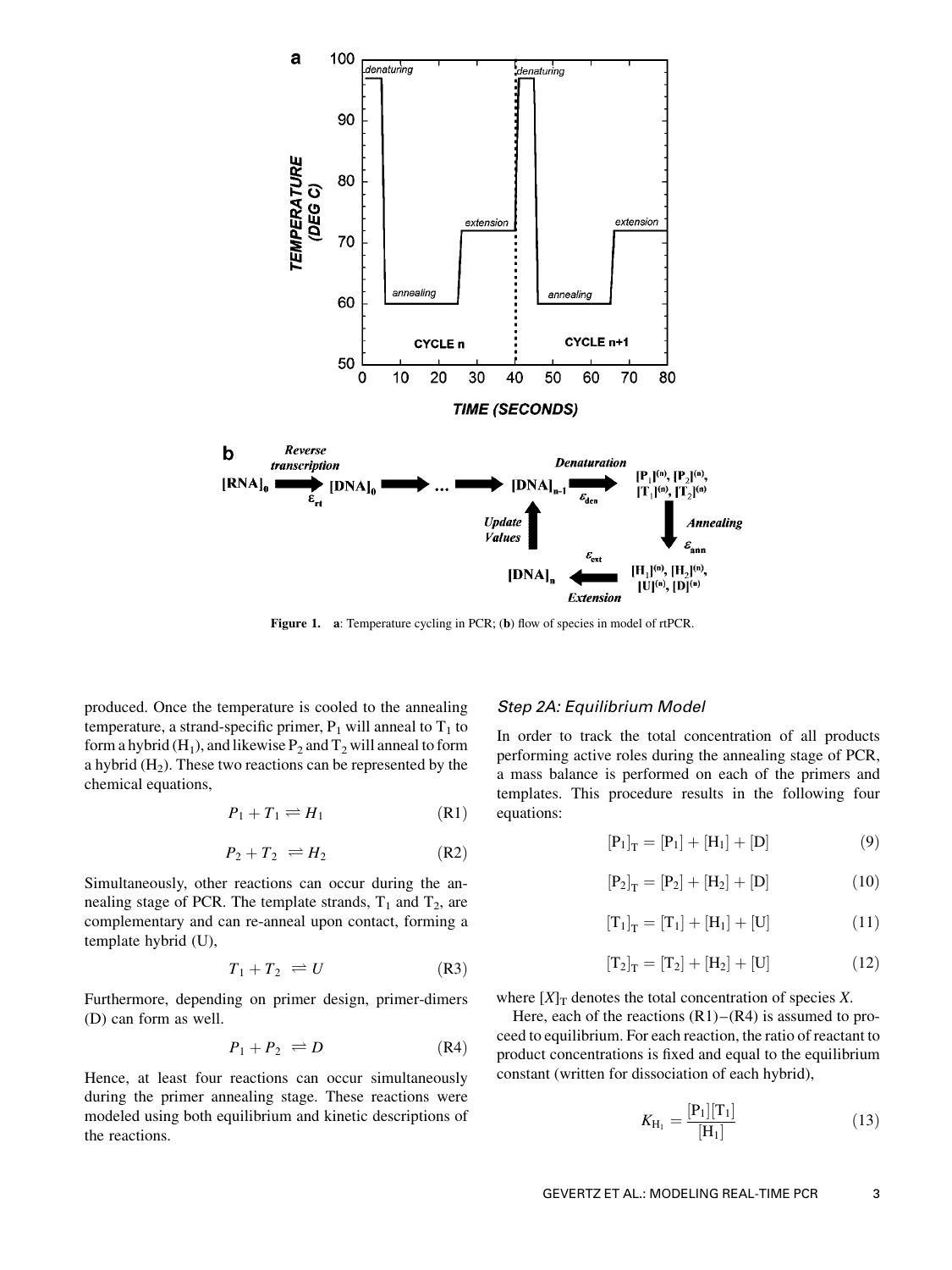Figure 1. **a**: Temperature cycling in PCR; (**b**) flow of species in model of rtPCR.

produced. Once the temperature is cooled to the annealing temperature, a strand-specific primer, $P_1$ will anneal to $T_1$ to form a hybrid ($H_1$), and likewise $P_2$ and $T_2$ will anneal to form a hybrid ($H_2$). These two reactions can be represented by the chemical equations,

$$P_1 + T_1 \rightleftharpoons H_1 \tag{R1}$$

$$P_2 + T_2 \rightleftharpoons H_2 \tag{R2}$$

Simultaneously, other reactions can occur during the annealing stage of PCR. The template strands, $T_1$ and $T_2$, are complementary and can re-anneal upon contact, forming a template hybrid (U),

$$T_1 + T_2 \rightleftharpoons U \tag{R3}$$

Furthermore, depending on primer design, primer-dimers (D) can form as well.

$$P_1 + P_2 \rightleftharpoons D \tag{R4}$$

Hence, at least four reactions can occur simultaneously during the primer annealing stage. These reactions were modeled using both equilibrium and kinetic descriptions of the reactions.

#### *Step 2A: Equilibrium Model*

In order to track the total concentration of all products performing active roles during the annealing stage of PCR, a mass balance is performed on each of the primers and templates. This procedure results in the following four equations:

$$[P_1]_T = [P_1] + [H_1] + [D] \tag{9}$$

$$[P_2]_T = [P_2] + [H_2] + [D] \tag{10}$$

$$[T_1]_T = [T_1] + [H_1] + [U] \tag{11}$$

$$[T_2]_T = [T_2] + [H_2] + [U] \tag{12}$$

where $[X]_T$ denotes the total concentration of species $X$.

Here, each of the reactions (R1)–(R4) is assumed to proceed to equilibrium. For each reaction, the ratio of reactant to product concentrations is fixed and equal to the equilibrium constant (written for dissociation of each hybrid),

$$K_{H_1} = \frac{[P_1][T_1]}{[H_1]} \tag{13}$$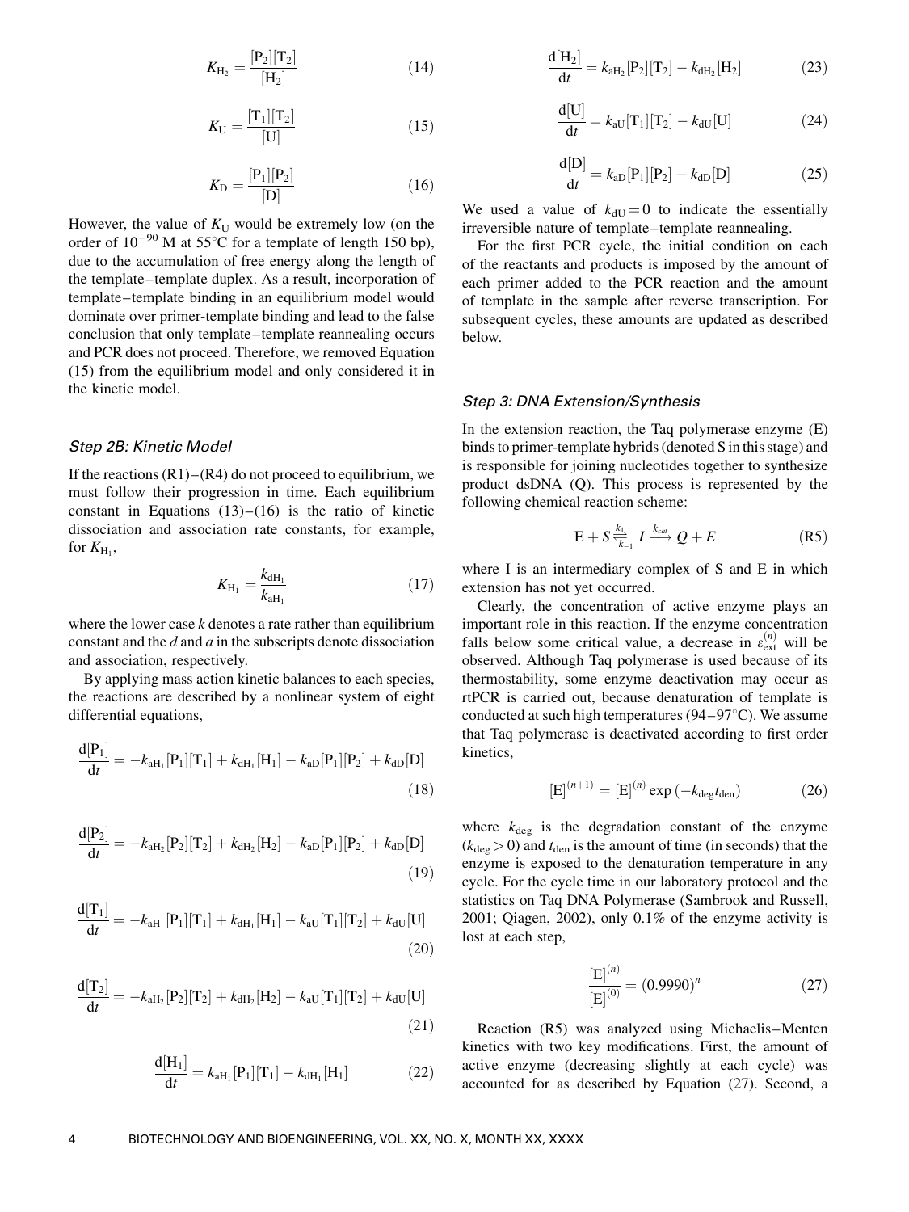$$K_{H_2} = \frac{[P_2][T_2]}{[H_2]} \tag{14}$$

$$K_U = \frac{[T_1][T_2]}{[U]} \tag{15}$$

$$K_D = \frac{[P_1][P_2]}{[D]} \tag{16}$$

However, the value of $K_U$ would be extremely low (on the order of $10^{-90}$ M at 55°C for a template of length 150 bp), due to the accumulation of free energy along the length of the template–template duplex. As a result, incorporation of template–template binding in an equilibrium model would dominate over primer-template binding and lead to the false conclusion that only template–template reannealing occurs and PCR does not proceed. Therefore, we removed Equation (15) from the equilibrium model and only considered it in the kinetic model.

### Step 2B: Kinetic Model

If the reactions (R1)–(R4) do not proceed to equilibrium, we must follow their progression in time. Each equilibrium constant in Equations (13)–(16) is the ratio of kinetic dissociation and association rate constants, for example, for $K_{H_1}$,

$$K_{H_1} = \frac{k_{dH_1}}{k_{aH_1}} \tag{17}$$

where the lower case $k$ denotes a rate rather than equilibrium constant and the $d$ and $a$ in the subscripts denote dissociation and association, respectively.

By applying mass action kinetic balances to each species, the reactions are described by a nonlinear system of eight differential equations,

$$\frac{d[P_1]}{dt} = -k_{aH_1}[P_1][T_1] + k_{dH_1}[H_1] - k_{aD}[P_1][P_2] + k_{dD}[D] \tag{18}$$

$$\frac{d[P_2]}{dt} = -k_{aH_2}[P_2][T_2] + k_{dH_2}[H_2] - k_{aD}[P_1][P_2] + k_{dD}[D] \tag{19}$$

$$\frac{d[T_1]}{dt} = -k_{aH_1}[P_1][T_1] + k_{dH_1}[H_1] - k_{aU}[T_1][T_2] + k_{dU}[U] \tag{20}$$

$$\frac{d[T_2]}{dt} = -k_{aH_2}[P_2][T_2] + k_{dH_2}[H_2] - k_{aU}[T_1][T_2] + k_{dU}[U] \tag{21}$$

$$\frac{d[H_1]}{dt} = k_{aH_1}[P_1][T_1] - k_{dH_1}[H_1] \tag{22}$$

$$\frac{d[H_2]}{dt} = k_{aH_2}[P_2][T_2] - k_{dH_2}[H_2] \tag{23}$$

$$\frac{d[U]}{dt} = k_{aU}[T_1][T_2] - k_{dU}[U] \tag{24}$$

$$\frac{d[D]}{dt} = k_{aD}[P_1][P_2] - k_{dD}[D] \tag{25}$$

We used a value of $k_{dU} = 0$ to indicate the essentially irreversible nature of template–template reannealing.

For the first PCR cycle, the initial condition on each of the reactants and products is imposed by the amount of each primer added to the PCR reaction and the amount of template in the sample after reverse transcription. For subsequent cycles, these amounts are updated as described below.

### Step 3: DNA Extension/Synthesis

In the extension reaction, the Taq polymerase enzyme (E) binds to primer-template hybrids (denoted S in this stage) and is responsible for joining nucleotides together to synthesize product dsDNA (Q). This process is represented by the following chemical reaction scheme:

$$E + S \underset{k_{-1}}{\overset{k_1}{\rightleftharpoons}} I \xrightarrow{k_{cat}} Q + E \tag{R5}$$

where I is an intermediary complex of S and E in which extension has not yet occurred.

Clearly, the concentration of active enzyme plays an important role in this reaction. If the enzyme concentration falls below some critical value, a decrease in $\varepsilon_{ext}^{(n)}$ will be observed. Although Taq polymerase is used because of its thermostability, some enzyme deactivation may occur as rtPCR is carried out, because denaturation of template is conducted at such high temperatures (94–97°C). We assume that Taq polymerase is deactivated according to first order kinetics,

$$[E]^{(n+1)} = [E]^{(n)} \exp(-k_{deg} t_{den}) \tag{26}$$

where $k_{deg}$ is the degradation constant of the enzyme ($k_{deg} > 0$) and $t_{den}$ is the amount of time (in seconds) that the enzyme is exposed to the denaturation temperature in any cycle. For the cycle time in our laboratory protocol and the statistics on Taq DNA Polymerase (Sambrook and Russell, 2001; Qiagen, 2002), only 0.1% of the enzyme activity is lost at each step,

$$\frac{[E]^{(n)}}{[E]^{(0)}} = (0.9990)^n \tag{27}$$

Reaction (R5) was analyzed using Michaelis–Menten kinetics with two key modifications. First, the amount of active enzyme (decreasing slightly at each cycle) was accounted for as described by Equation (27). Second, a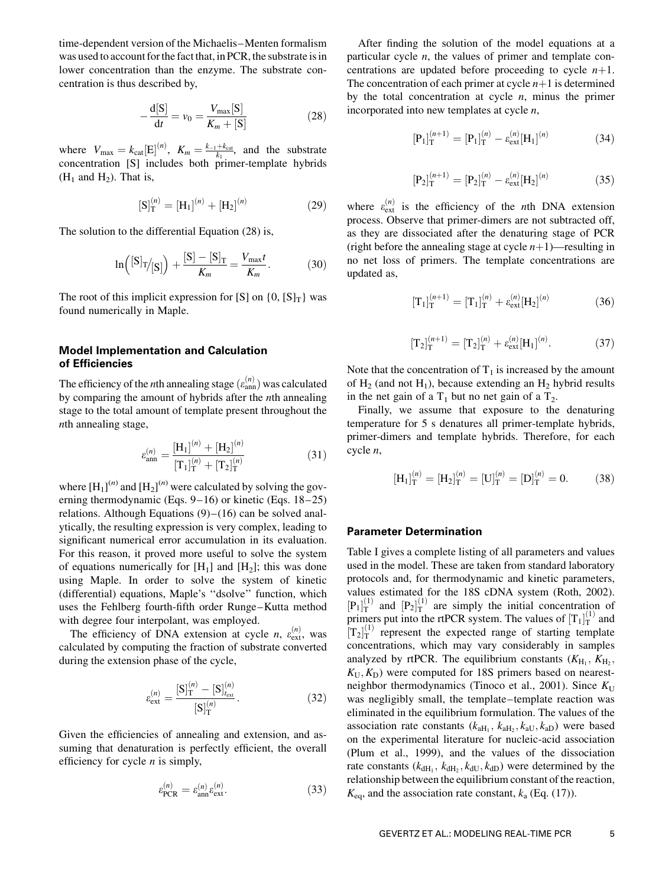time-dependent version of the Michaelis–Menten formalism was used to account for the fact that, in PCR, the substrate is in lower concentration than the enzyme. The substrate concentration is thus described by,

$$-\frac{d[S]}{dt} = v_0 = \frac{V_{max}[S]}{K_m + [S]} \tag{28}$$

where $V_{max} = k_{cat}[E]^{(n)}$, $K_m = \frac{k_{-1}+k_{cat}}{k_1}$, and the substrate concentration [S] includes both primer-template hybrids ($H_1$ and $H_2$). That is,

$$[S]_T^{(n)} = [H_1]^{(n)} + [H_2]^{(n)} \tag{29}$$

The solution to the differential Equation (28) is,

$$\ln\left({[S]_T}/{[S]}\right) + \frac{[S] - [S]_T}{K_m} = \frac{V_{max}t}{K_m}. \tag{30}$$

The root of this implicit expression for [S] on $\{0, [S]_T\}$ was found numerically in Maple.

## Model Implementation and Calculation of Efficiencies

The efficiency of the *n*th annealing stage ($\varepsilon_{ann}^{(n)}$) was calculated by comparing the amount of hybrids after the *n*th annealing stage to the total amount of template present throughout the *n*th annealing stage,

$$\varepsilon_{ann}^{(n)} = \frac{[H_1]^{(n)} + [H_2]^{(n)}}{[T_1]_T^{(n)} + [T_2]_T^{(n)}} \tag{31}$$

where $[H_1]^{(n)}$ and $[H_2]^{(n)}$ were calculated by solving the governing thermodynamic (Eqs. 9–16) or kinetic (Eqs. 18–25) relations. Although Equations (9)–(16) can be solved analytically, the resulting expression is very complex, leading to significant numerical error accumulation in its evaluation. For this reason, it proved more useful to solve the system of equations numerically for [$H_1$] and [$H_2$]; this was done using Maple. In order to solve the system of kinetic (differential) equations, Maple's "dsolve" function, which uses the Fehlberg fourth-fifth order Runge–Kutta method with degree four interpolant, was employed.

The efficiency of DNA extension at cycle *n*, $\varepsilon_{ext}^{(n)}$, was calculated by computing the fraction of substrate converted during the extension phase of the cycle,

$$\varepsilon_{ext}^{(n)} = \frac{[S]_T^{(n)} - [S]_{t_{ext}}^{(n)}}{[S]_T^{(n)}}. \tag{32}$$

Given the efficiencies of annealing and extension, and assuming that denaturation is perfectly efficient, the overall efficiency for cycle *n* is simply,

$$\varepsilon_{PCR}^{(n)} = \varepsilon_{ann}^{(n)}\varepsilon_{ext}^{(n)}. \tag{33}$$

After finding the solution of the model equations at a particular cycle *n*, the values of primer and template concentrations are updated before proceeding to cycle *n*+1. The concentration of each primer at cycle *n*+1 is determined by the total concentration at cycle *n*, minus the primer incorporated into new templates at cycle *n*,

$$[P_1]_T^{(n+1)} = [P_1]_T^{(n)} - \varepsilon_{ext}^{(n)}[H_1]^{(n)} \tag{34}$$

$$[P_2]_T^{(n+1)} = [P_2]_T^{(n)} - \varepsilon_{ext}^{(n)}[H_2]^{(n)} \tag{35}$$

where $\varepsilon_{ext}^{(n)}$ is the efficiency of the *n*th DNA extension process. Observe that primer-dimers are not subtracted off, as they are dissociated after the denaturing stage of PCR (right before the annealing stage at cycle *n*+1)—resulting in no net loss of primers. The template concentrations are updated as,

$$[T_1]_T^{(n+1)} = [T_1]_T^{(n)} + \varepsilon_{ext}^{(n)}[H_2]^{(n)} \tag{36}$$

$$[T_2]_T^{(n+1)} = [T_2]_T^{(n)} + \varepsilon_{ext}^{(n)}[H_1]^{(n)}. \tag{37}$$

Note that the concentration of $T_1$ is increased by the amount of $H_2$ (and not $H_1$), because extending an $H_2$ hybrid results in the net gain of a $T_1$ but no net gain of a $T_2$.

Finally, we assume that exposure to the denaturing temperature for 5 s denatures all primer-template hybrids, primer-dimers and template hybrids. Therefore, for each cycle *n*,

$$[H_1]_T^{(n)} = [H_2]_T^{(n)} = [U]_T^{(n)} = [D]_T^{(n)} = 0. \tag{38}$$

## Parameter Determination

Table I gives a complete listing of all parameters and values used in the model. These are taken from standard laboratory protocols and, for thermodynamic and kinetic parameters, values estimated for the 18S cDNA system (Roth, 2002). $[P_1]_T^{(1)}$ and $[P_2]_T^{(1)}$ are simply the initial concentration of primers put into the rtPCR system. The values of $[T_1]_T^{(1)}$ and $[T_2]_T^{(1)}$ represent the expected range of starting template concentrations, which may vary considerably in samples analyzed by rtPCR. The equilibrium constants ($K_{H_1}$, $K_{H_2}$, $K_U$, $K_D$) were computed for 18S primers based on nearest-neighbor thermodynamics (Tinoco et al., 2001). Since $K_U$ was negligibly small, the template–template reaction was eliminated in the equilibrium formulation. The values of the association rate constants ($k_{aH_1}$, $k_{aH_2}$, $k_{aU}$, $k_{aD}$) were based on the experimental literature for nucleic-acid association (Plum et al., 1999), and the values of the dissociation rate constants ($k_{dH_1}$, $k_{dH_2}$, $k_{dU}$, $k_{dD}$) were determined by the relationship between the equilibrium constant of the reaction, $K_{eq}$, and the association rate constant, $k_a$ (Eq. (17)).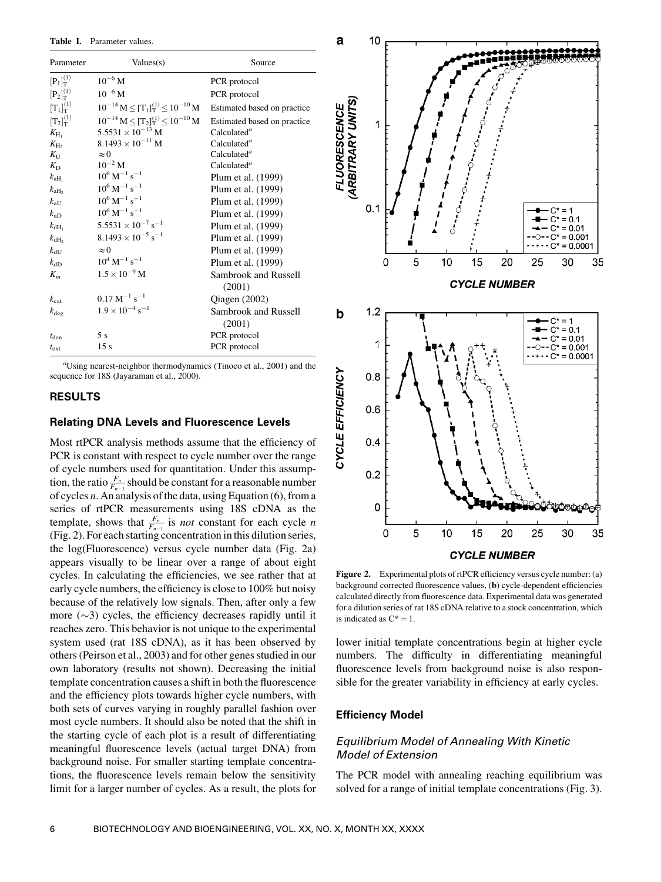**Table I.** Parameter values.

| Parameter | Values(s) | Source |
|---|---|---|
| $[P_1]_T^{(1)}$ | $10^{-6}$ M | PCR protocol |
| $[P_2]_T^{(1)}$ | $10^{-6}$ M | PCR protocol |
| $[T_1]_T^{(1)}$ | $10^{-14}\,\text{M} \le [T_1]_T^{(1)} \le 10^{-10}\,\text{M}$ | Estimated based on practice |
| $[T_2]_T^{(1)}$ | $10^{-14}\,\text{M} \le [T_2]_T^{(1)} \le 10^{-10}\,\text{M}$ | Estimated based on practice |
| $K_{H_1}$ | $5.5531 \times 10^{-13}$ M | Calculated[a] |
| $K_{H_2}$ | $8.1493 \times 10^{-11}$ M | Calculated[a] |
| $K_U$ | $\approx 0$ | Calculated[a] |
| $K_D$ | $10^{-2}$ M | Calculated[a] |
| $k_{aH_1}$ | $10^6\,\text{M}^{-1}\,\text{s}^{-1}$ | Plum et al. (1999) |
| $k_{aH_2}$ | $10^6\,\text{M}^{-1}\,\text{s}^{-1}$ | Plum et al. (1999) |
| $k_{aU}$ | $10^6\,\text{M}^{-1}\,\text{s}^{-1}$ | Plum et al. (1999) |
| $k_{aD}$ | $10^6\,\text{M}^{-1}\,\text{s}^{-1}$ | Plum et al. (1999) |
| $k_{dH_1}$ | $5.5531 \times 10^{-7}\,\text{s}^{-1}$ | Plum et al. (1999) |
| $k_{dH_2}$ | $8.1493 \times 10^{-5}\,\text{s}^{-1}$ | Plum et al. (1999) |
| $k_{dU}$ | $\approx 0$ | Plum et al. (1999) |
| $k_{dD}$ | $10^4\,\text{M}^{-1}\,\text{s}^{-1}$ | Plum et al. (1999) |
| $K_m$ | $1.5 \times 10^{-9}$ M | Sambrook and Russell (2001) |
| $k_{cat}$ | $0.17\,\text{M}^{-1}\,\text{s}^{-1}$ | Qiagen (2002) |
| $k_{deg}$ | $1.9 \times 10^{-4}\,\text{s}^{-1}$ | Sambrook and Russell (2001) |
| $t_{den}$ | 5 s | PCR protocol |
| $t_{ext}$ | 15 s | PCR protocol |

[a]Using nearest-neighbor thermodynamics (Tinoco et al., 2001) and the sequence for 18S (Jayaraman et al., 2000).

## RESULTS

### Relating DNA Levels and Fluorescence Levels

Most rtPCR analysis methods assume that the efficiency of PCR is constant with respect to cycle number over the range of cycle numbers used for quantitation. Under this assumption, the ratio $\frac{F_n}{F_{n-1}}$ should be constant for a reasonable number of cycles $n$. An analysis of the data, using Equation (6), from a series of rtPCR measurements using 18S cDNA as the template, shows that $\frac{F_n}{F_{n-1}}$ is *not* constant for each cycle $n$ (Fig. 2). For each starting concentration in this dilution series, the log(Fluorescence) versus cycle number data (Fig. 2a) appears visually to be linear over a range of about eight cycles. In calculating the efficiencies, we see rather that at early cycle numbers, the efficiency is close to 100% but noisy because of the relatively low signals. Then, after only a few more (~3) cycles, the efficiency decreases rapidly until it reaches zero. This behavior is not unique to the experimental system used (rat 18S cDNA), as it has been observed by others (Peirson et al., 2003) and for other genes studied in our own laboratory (results not shown). Decreasing the initial template concentration causes a shift in both the fluorescence and the efficiency plots towards higher cycle numbers, with both sets of curves varying in roughly parallel fashion over most cycle numbers. It should also be noted that the shift in the starting cycle of each plot is a result of differentiating meaningful fluorescence levels (actual target DNA) from background noise. For smaller starting template concentrations, the fluorescence levels remain below the sensitivity limit for a larger number of cycles. As a result, the plots for lower initial template concentrations begin at higher cycle numbers. The difficulty in differentiating meaningful fluorescence levels from background noise is also responsible for the greater variability in efficiency at early cycles.

**Figure 2.** Experimental plots of rtPCR efficiency versus cycle number: (a) background corrected fluorescence values, (**b**) cycle-dependent efficiencies calculated directly from fluorescence data. Experimental data was generated for a dilution series of rat 18S cDNA relative to a stock concentration, which is indicated as C* = 1.

### Efficiency Model

#### *Equilibrium Model of Annealing With Kinetic Model of Extension*

The PCR model with annealing reaching equilibrium was solved for a range of initial template concentrations (Fig. 3).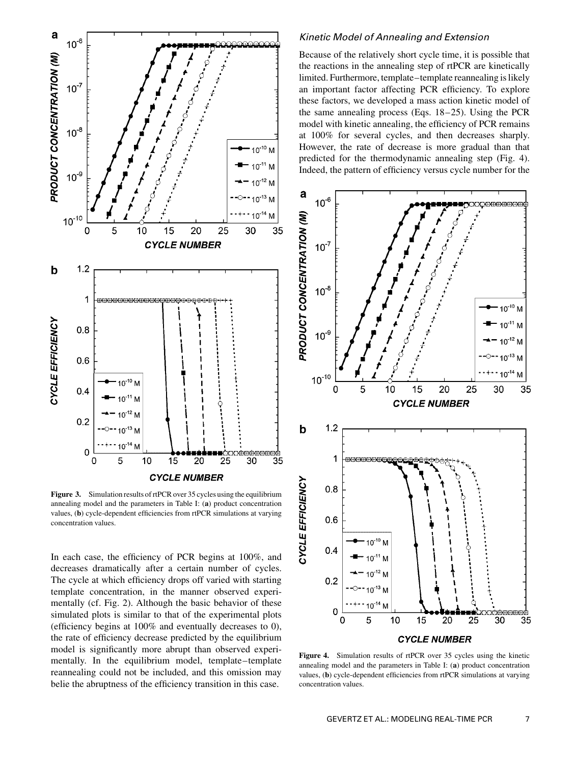Figure 3. Simulation results of rtPCR over 35 cycles using the equilibrium annealing model and the parameters in Table I: (**a**) product concentration values, (**b**) cycle-dependent efficiencies from rtPCR simulations at varying concentration values.

In each case, the efficiency of PCR begins at 100%, and decreases dramatically after a certain number of cycles. The cycle at which efficiency drops off varied with starting template concentration, in the manner observed experimentally (cf. Fig. 2). Although the basic behavior of these simulated plots is similar to that of the experimental plots (efficiency begins at 100% and eventually decreases to 0), the rate of efficiency decrease predicted by the equilibrium model is significantly more abrupt than observed experimentally. In the equilibrium model, template–template reannealing could not be included, and this omission may belie the abruptness of the efficiency transition in this case.

### *Kinetic Model of Annealing and Extension*

Because of the relatively short cycle time, it is possible that the reactions in the annealing step of rtPCR are kinetically limited. Furthermore, template–template reannealing is likely an important factor affecting PCR efficiency. To explore these factors, we developed a mass action kinetic model of the same annealing process (Eqs. 18–25). Using the PCR model with kinetic annealing, the efficiency of PCR remains at 100% for several cycles, and then decreases sharply. However, the rate of decrease is more gradual than that predicted for the thermodynamic annealing step (Fig. 4). Indeed, the pattern of efficiency versus cycle number for the

Figure 4. Simulation results of rtPCR over 35 cycles using the kinetic annealing model and the parameters in Table I: (**a**) product concentration values, (**b**) cycle-dependent efficiencies from rtPCR simulations at varying concentration values.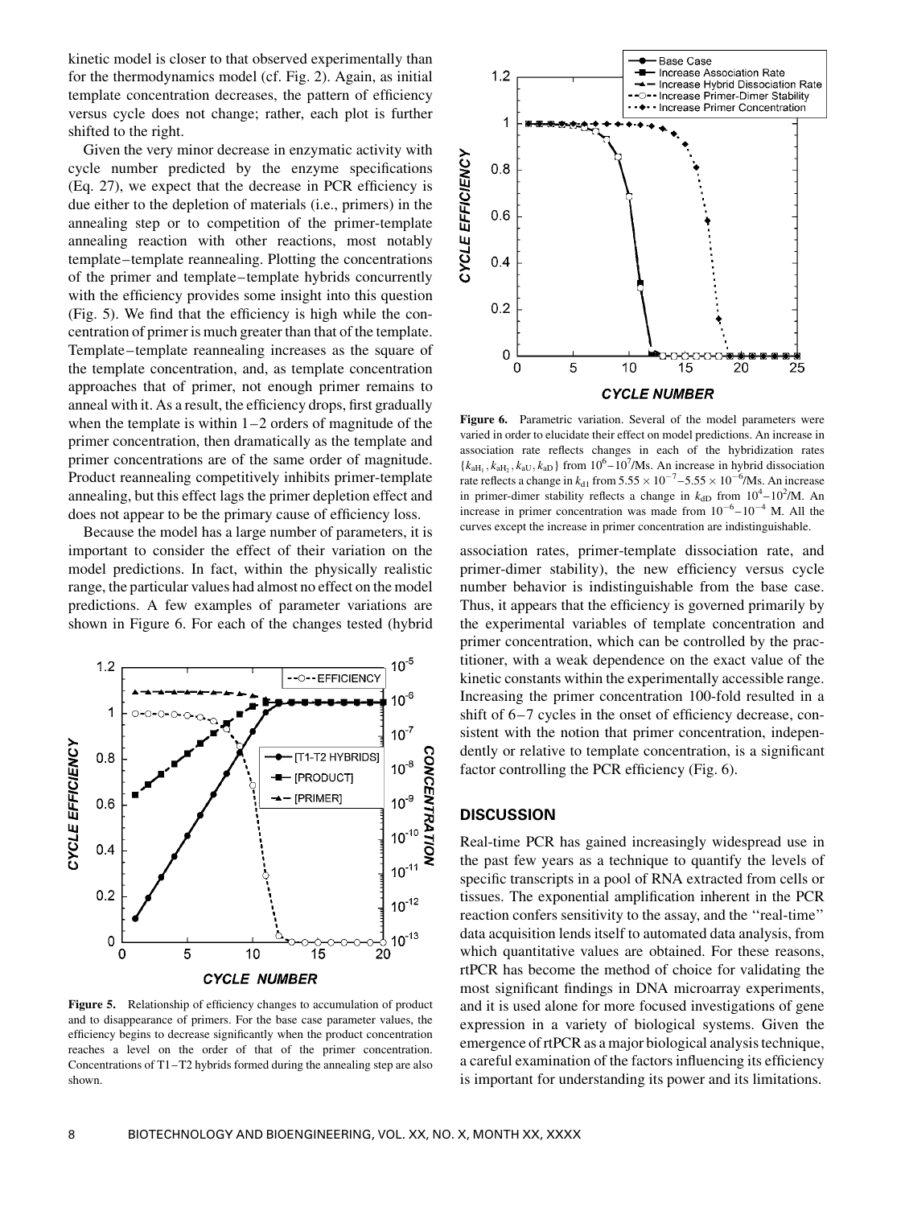kinetic model is closer to that observed experimentally than for the thermodynamics model (cf. Fig. 2). Again, as initial template concentration decreases, the pattern of efficiency versus cycle does not change; rather, each plot is further shifted to the right.

Given the very minor decrease in enzymatic activity with cycle number predicted by the enzyme specifications (Eq. 27), we expect that the decrease in PCR efficiency is due either to the depletion of materials (i.e., primers) in the annealing step or to competition of the primer-template annealing reaction with other reactions, most notably template–template reannealing. Plotting the concentrations of the primer and template–template hybrids concurrently with the efficiency provides some insight into this question (Fig. 5). We find that the efficiency is high while the concentration of primer is much greater than that of the template. Template–template reannealing increases as the square of the template concentration, and, as template concentration approaches that of primer, not enough primer remains to anneal with it. As a result, the efficiency drops, first gradually when the template is within 1–2 orders of magnitude of the primer concentration, then dramatically as the template and primer concentrations are of the same order of magnitude. Product reannealing competitively inhibits primer-template annealing, but this effect lags the primer depletion effect and does not appear to be the primary cause of efficiency loss.

Because the model has a large number of parameters, it is important to consider the effect of their variation on the model predictions. In fact, within the physically realistic range, the particular values had almost no effect on the model predictions. A few examples of parameter variations are shown in Figure 6. For each of the changes tested (hybrid association rates, primer-template dissociation rate, and primer-dimer stability), the new efficiency versus cycle number behavior is indistinguishable from the base case. Thus, it appears that the efficiency is governed primarily by the experimental variables of template concentration and primer concentration, which can be controlled by the practitioner, with a weak dependence on the exact value of the kinetic constants within the experimentally accessible range. Increasing the primer concentration 100-fold resulted in a shift of 6–7 cycles in the onset of efficiency decrease, consistent with the notion that primer concentration, independently or relative to template concentration, is a significant factor controlling the PCR efficiency (Fig. 6).

**Figure 5.** Relationship of efficiency changes to accumulation of product and to disappearance of primers. For the base case parameter values, the efficiency begins to decrease significantly when the product concentration reaches a level on the order of that of the primer concentration. Concentrations of T1–T2 hybrids formed during the annealing step are also shown.

**Figure 6.** Parametric variation. Several of the model parameters were varied in order to elucidate their effect on model predictions. An increase in association rate reflects changes in each of the hybridization rates $\{k_{aH_1}, k_{aH_2}, k_{aU}, k_{aD}\}$ from $10^6$–$10^7$/Ms. An increase in hybrid dissociation rate reflects a change in $k_{d1}$ from $5.55 \times 10^{-7}$–$5.55 \times 10^{-6}$/Ms. An increase in primer-dimer stability reflects a change in $k_{dD}$ from $10^4$–$10^2$/M. An increase in primer concentration was made from $10^{-6}$–$10^{-4}$ M. All the curves except the increase in primer concentration are indistinguishable.

## DISCUSSION

Real-time PCR has gained increasingly widespread use in the past few years as a technique to quantify the levels of specific transcripts in a pool of RNA extracted from cells or tissues. The exponential amplification inherent in the PCR reaction confers sensitivity to the assay, and the "real-time" data acquisition lends itself to automated data analysis, from which quantitative values are obtained. For these reasons, rtPCR has become the method of choice for validating the most significant findings in DNA microarray experiments, and it is used alone for more focused investigations of gene expression in a variety of biological systems. Given the emergence of rtPCR as a major biological analysis technique, a careful examination of the factors influencing its efficiency is important for understanding its power and its limitations.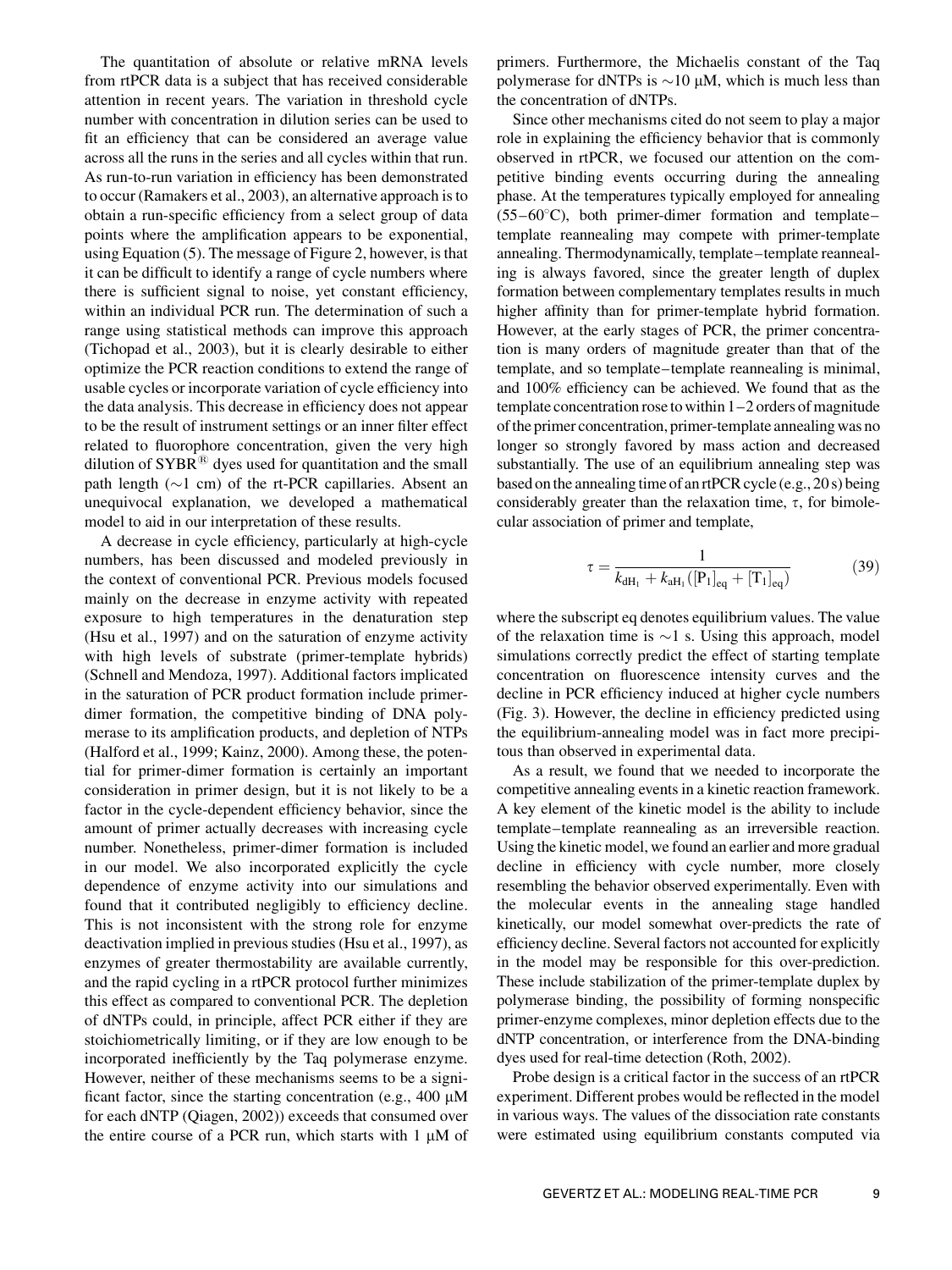The quantitation of absolute or relative mRNA levels from rtPCR data is a subject that has received considerable attention in recent years. The variation in threshold cycle number with concentration in dilution series can be used to fit an efficiency that can be considered an average value across all the runs in the series and all cycles within that run. As run-to-run variation in efficiency has been demonstrated to occur (Ramakers et al., 2003), an alternative approach is to obtain a run-specific efficiency from a select group of data points where the amplification appears to be exponential, using Equation (5). The message of Figure 2, however, is that it can be difficult to identify a range of cycle numbers where there is sufficient signal to noise, yet constant efficiency, within an individual PCR run. The determination of such a range using statistical methods can improve this approach (Tichopad et al., 2003), but it is clearly desirable to either optimize the PCR reaction conditions to extend the range of usable cycles or incorporate variation of cycle efficiency into the data analysis. This decrease in efficiency does not appear to be the result of instrument settings or an inner filter effect related to fluorophore concentration, given the very high dilution of SYBR® dyes used for quantitation and the small path length (~1 cm) of the rt-PCR capillaries. Absent an unequivocal explanation, we developed a mathematical model to aid in our interpretation of these results.

A decrease in cycle efficiency, particularly at high-cycle numbers, has been discussed and modeled previously in the context of conventional PCR. Previous models focused mainly on the decrease in enzyme activity with repeated exposure to high temperatures in the denaturation step (Hsu et al., 1997) and on the saturation of enzyme activity with high levels of substrate (primer-template hybrids) (Schnell and Mendoza, 1997). Additional factors implicated in the saturation of PCR product formation include primer-dimer formation, the competitive binding of DNA polymerase to its amplification products, and depletion of NTPs (Halford et al., 1999; Kainz, 2000). Among these, the potential for primer-dimer formation is certainly an important consideration in primer design, but it is not likely to be a factor in the cycle-dependent efficiency behavior, since the amount of primer actually decreases with increasing cycle number. Nonetheless, primer-dimer formation is included in our model. We also incorporated explicitly the cycle dependence of enzyme activity into our simulations and found that it contributed negligibly to efficiency decline. This is not inconsistent with the strong role for enzyme deactivation implied in previous studies (Hsu et al., 1997), as enzymes of greater thermostability are available currently, and the rapid cycling in a rtPCR protocol further minimizes this effect as compared to conventional PCR. The depletion of dNTPs could, in principle, affect PCR either if they are stoichiometrically limiting, or if they are low enough to be incorporated inefficiently by the Taq polymerase enzyme. However, neither of these mechanisms seems to be a significant factor, since the starting concentration (e.g., 400 μM for each dNTP (Qiagen, 2002)) exceeds that consumed over the entire course of a PCR run, which starts with 1 μM of primers. Furthermore, the Michaelis constant of the Taq polymerase for dNTPs is ~10 μM, which is much less than the concentration of dNTPs.

Since other mechanisms cited do not seem to play a major role in explaining the efficiency behavior that is commonly observed in rtPCR, we focused our attention on the competitive binding events occurring during the annealing phase. At the temperatures typically employed for annealing (55–60°C), both primer-dimer formation and template–template reannealing may compete with primer-template annealing. Thermodynamically, template–template reannealing is always favored, since the greater length of duplex formation between complementary templates results in much higher affinity than for primer-template hybrid formation. However, at the early stages of PCR, the primer concentration is many orders of magnitude greater than that of the template, and so template–template reannealing is minimal, and 100% efficiency can be achieved. We found that as the template concentration rose to within 1–2 orders of magnitude of the primer concentration, primer-template annealing was no longer so strongly favored by mass action and decreased substantially. The use of an equilibrium annealing step was based on the annealing time of an rtPCR cycle (e.g., 20 s) being considerably greater than the relaxation time, $\tau$, for bimolecular association of primer and template,

$$\tau = \frac{1}{k_{\mathrm{dH_1}} + k_{\mathrm{aH_1}}([\mathrm{P_1}]_{\mathrm{eq}} + [\mathrm{T_1}]_{\mathrm{eq}})} \tag{39}$$

where the subscript eq denotes equilibrium values. The value of the relaxation time is ~1 s. Using this approach, model simulations correctly predict the effect of starting template concentration on fluorescence intensity curves and the decline in PCR efficiency induced at higher cycle numbers (Fig. 3). However, the decline in efficiency predicted using the equilibrium-annealing model was in fact more precipitous than observed in experimental data.

As a result, we found that we needed to incorporate the competitive annealing events in a kinetic reaction framework. A key element of the kinetic model is the ability to include template–template reannealing as an irreversible reaction. Using the kinetic model, we found an earlier and more gradual decline in efficiency with cycle number, more closely resembling the behavior observed experimentally. Even with the molecular events in the annealing stage handled kinetically, our model somewhat over-predicts the rate of efficiency decline. Several factors not accounted for explicitly in the model may be responsible for this over-prediction. These include stabilization of the primer-template duplex by polymerase binding, the possibility of forming nonspecific primer-enzyme complexes, minor depletion effects due to the dNTP concentration, or interference from the DNA-binding dyes used for real-time detection (Roth, 2002).

Probe design is a critical factor in the success of an rtPCR experiment. Different probes would be reflected in the model in various ways. The values of the dissociation rate constants were estimated using equilibrium constants computed via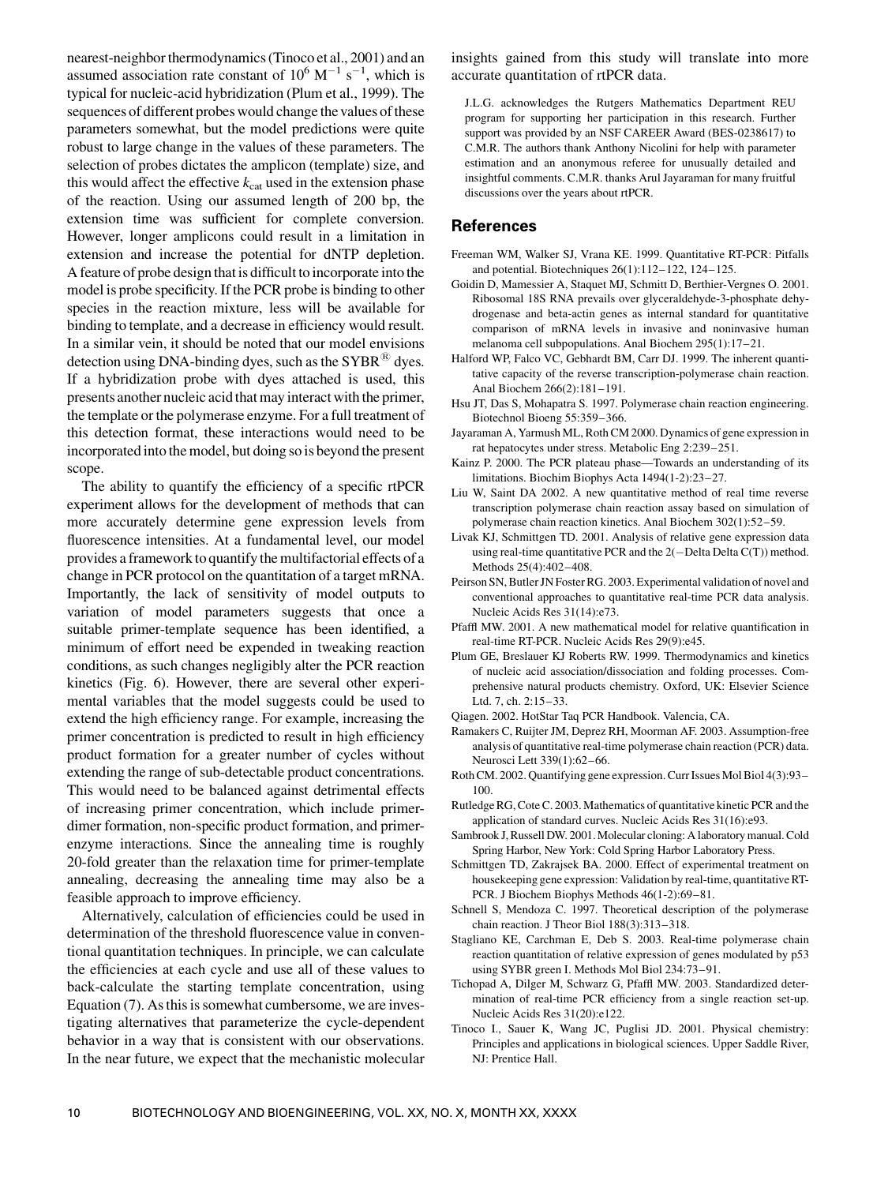nearest-neighbor thermodynamics (Tinoco et al., 2001) and an assumed association rate constant of $10^6$ $M^{-1}$ $s^{-1}$, which is typical for nucleic-acid hybridization (Plum et al., 1999). The sequences of different probes would change the values of these parameters somewhat, but the model predictions were quite robust to large change in the values of these parameters. The selection of probes dictates the amplicon (template) size, and this would affect the effective $k_{cat}$ used in the extension phase of the reaction. Using our assumed length of 200 bp, the extension time was sufficient for complete conversion. However, longer amplicons could result in a limitation in extension and increase the potential for dNTP depletion. A feature of probe design that is difficult to incorporate into the model is probe specificity. If the PCR probe is binding to other species in the reaction mixture, less will be available for binding to template, and a decrease in efficiency would result. In a similar vein, it should be noted that our model envisions detection using DNA-binding dyes, such as the SYBR® dyes. If a hybridization probe with dyes attached is used, this presents another nucleic acid that may interact with the primer, the template or the polymerase enzyme. For a full treatment of this detection format, these interactions would need to be incorporated into the model, but doing so is beyond the present scope.

The ability to quantify the efficiency of a specific rtPCR experiment allows for the development of methods that can more accurately determine gene expression levels from fluorescence intensities. At a fundamental level, our model provides a framework to quantify the multifactorial effects of a change in PCR protocol on the quantitation of a target mRNA. Importantly, the lack of sensitivity of model outputs to variation of model parameters suggests that once a suitable primer-template sequence has been identified, a minimum of effort need be expended in tweaking reaction conditions, as such changes negligibly alter the PCR reaction kinetics (Fig. 6). However, there are several other experimental variables that the model suggests could be used to extend the high efficiency range. For example, increasing the primer concentration is predicted to result in high efficiency product formation for a greater number of cycles without extending the range of sub-detectable product concentrations. This would need to be balanced against detrimental effects of increasing primer concentration, which include primer-dimer formation, non-specific product formation, and primer-enzyme interactions. Since the annealing time is roughly 20-fold greater than the relaxation time for primer-template annealing, decreasing the annealing time may also be a feasible approach to improve efficiency.

Alternatively, calculation of efficiencies could be used in determination of the threshold fluorescence value in conventional quantitation techniques. In principle, we can calculate the efficiencies at each cycle and use all of these values to back-calculate the starting template concentration, using Equation (7). As this is somewhat cumbersome, we are investigating alternatives that parameterize the cycle-dependent behavior in a way that is consistent with our observations. In the near future, we expect that the mechanistic molecular insights gained from this study will translate into more accurate quantitation of rtPCR data.

J.L.G. acknowledges the Rutgers Mathematics Department REU program for supporting her participation in this research. Further support was provided by an NSF CAREER Award (BES-0238617) to C.M.R. The authors thank Anthony Nicolini for help with parameter estimation and an anonymous referee for unusually detailed and insightful comments. C.M.R. thanks Arul Jayaraman for many fruitful discussions over the years about rtPCR.

## References

Freeman WM, Walker SJ, Vrana KE. 1999. Quantitative RT-PCR: Pitfalls and potential. Biotechniques 26(1):112–122, 124–125.

Goidin D, Mamessier A, Staquet MJ, Schmitt D, Berthier-Vergnes O. 2001. Ribosomal 18S RNA prevails over glyceraldehyde-3-phosphate dehydrogenase and beta-actin genes as internal standard for quantitative comparison of mRNA levels in invasive and noninvasive human melanoma cell subpopulations. Anal Biochem 295(1):17–21.

Halford WP, Falco VC, Gebhardt BM, Carr DJ. 1999. The inherent quantitative capacity of the reverse transcription-polymerase chain reaction. Anal Biochem 266(2):181–191.

Hsu JT, Das S, Mohapatra S. 1997. Polymerase chain reaction engineering. Biotechnol Bioeng 55:359–366.

Jayaraman A, Yarmush ML, Roth CM 2000. Dynamics of gene expression in rat hepatocytes under stress. Metabolic Eng 2:239–251.

Kainz P. 2000. The PCR plateau phase—Towards an understanding of its limitations. Biochim Biophys Acta 1494(1-2):23–27.

Liu W, Saint DA 2002. A new quantitative method of real time reverse transcription polymerase chain reaction assay based on simulation of polymerase chain reaction kinetics. Anal Biochem 302(1):52–59.

Livak KJ, Schmittgen TD. 2001. Analysis of relative gene expression data using real-time quantitative PCR and the 2(−Delta Delta C(T)) method. Methods 25(4):402–408.

Peirson SN, Butler JN Foster RG. 2003. Experimental validation of novel and conventional approaches to quantitative real-time PCR data analysis. Nucleic Acids Res 31(14):e73.

Pfaffl MW. 2001. A new mathematical model for relative quantification in real-time RT-PCR. Nucleic Acids Res 29(9):e45.

Plum GE, Breslauer KJ Roberts RW. 1999. Thermodynamics and kinetics of nucleic acid association/dissociation and folding processes. Comprehensive natural products chemistry. Oxford, UK: Elsevier Science Ltd. 7, ch. 2:15–33.

Qiagen. 2002. HotStar Taq PCR Handbook. Valencia, CA.

Ramakers C, Ruijter JM, Deprez RH, Moorman AF. 2003. Assumption-free analysis of quantitative real-time polymerase chain reaction (PCR) data. Neurosci Lett 339(1):62–66.

Roth CM. 2002. Quantifying gene expression. Curr Issues Mol Biol 4(3):93–100.

Rutledge RG, Cote C. 2003. Mathematics of quantitative kinetic PCR and the application of standard curves. Nucleic Acids Res 31(16):e93.

Sambrook J, Russell DW. 2001. Molecular cloning: A laboratory manual. Cold Spring Harbor, New York: Cold Spring Harbor Laboratory Press.

Schmittgen TD, Zakrajsek BA. 2000. Effect of experimental treatment on housekeeping gene expression: Validation by real-time, quantitative RT-PCR. J Biochem Biophys Methods 46(1-2):69–81.

Schnell S, Mendoza C. 1997. Theoretical description of the polymerase chain reaction. J Theor Biol 188(3):313–318.

Stagliano KE, Carchman E, Deb S. 2003. Real-time polymerase chain reaction quantitation of relative expression of genes modulated by p53 using SYBR green I. Methods Mol Biol 234:73–91.

Tichopad A, Dilger M, Schwarz G, Pfaffl MW. 2003. Standardized determination of real-time PCR efficiency from a single reaction set-up. Nucleic Acids Res 31(20):e122.

Tinoco I., Sauer K, Wang JC, Puglisi JD. 2001. Physical chemistry: Principles and applications in biological sciences. Upper Saddle River, NJ: Prentice Hall.